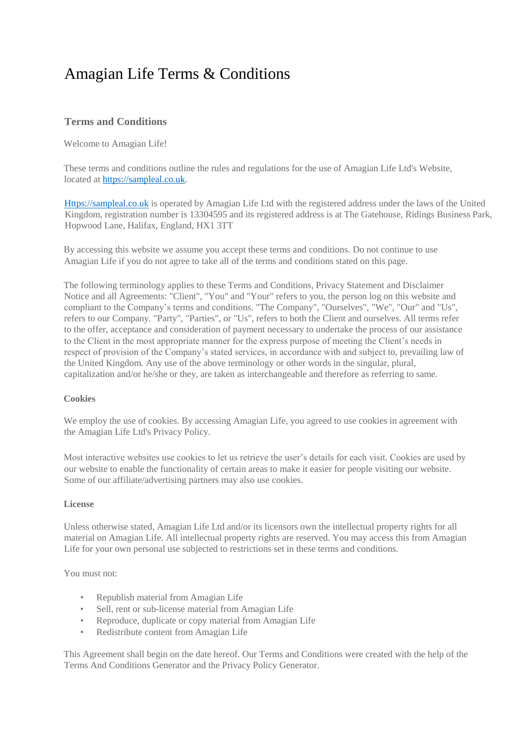# Amagian Life Terms & Conditions

## Terms and Conditions

Welcome to Amagian Life!

These terms and conditions outline the rules and regulations for the use of Amagian Life Ltd's Website, located at [https://sampleal.co.uk](https://sampleal.co.uk).

[Https://sampleal.co.uk](https://sampleal.co.uk) is operated by Amagian Life Ltd with the registered address under the laws of the United Kingdom, registration number is 13304595 and its registered address is at The Gatehouse, Ridings Business Park, Hopwood Lane, Halifax, England, HX1 3TT

By accessing this website we assume you accept these terms and conditions. Do not continue to use Amagian Life if you do not agree to take all of the terms and conditions stated on this page.

The following terminology applies to these Terms and Conditions, Privacy Statement and Disclaimer Notice and all Agreements: "Client", "You" and "Your" refers to you, the person log on this website and compliant to the Company's terms and conditions. "The Company", "Ourselves", "We", "Our" and "Us", refers to our Company. "Party", "Parties", or "Us", refers to both the Client and ourselves. All terms refer to the offer, acceptance and consideration of payment necessary to undertake the process of our assistance to the Client in the most appropriate manner for the express purpose of meeting the Client's needs in respect of provision of the Company's stated services, in accordance with and subject to, prevailing law of the United Kingdom. Any use of the above terminology or other words in the singular, plural, capitalization and/or he/she or they, are taken as interchangeable and therefore as referring to same.

**Cookies**

We employ the use of cookies. By accessing Amagian Life, you agreed to use cookies in agreement with the Amagian Life Ltd's Privacy Policy.

Most interactive websites use cookies to let us retrieve the user's details for each visit. Cookies are used by our website to enable the functionality of certain areas to make it easier for people visiting our website. Some of our affiliate/advertising partners may also use cookies.

**License**

Unless otherwise stated, Amagian Life Ltd and/or its licensors own the intellectual property rights for all material on Amagian Life. All intellectual property rights are reserved. You may access this from Amagian Life for your own personal use subjected to restrictions set in these terms and conditions.

You must not:

- Republish material from Amagian Life
- Sell, rent or sub-license material from Amagian Life
- Reproduce, duplicate or copy material from Amagian Life
- Redistribute content from Amagian Life

This Agreement shall begin on the date hereof. Our Terms and Conditions were created with the help of the Terms And Conditions Generator and the Privacy Policy Generator.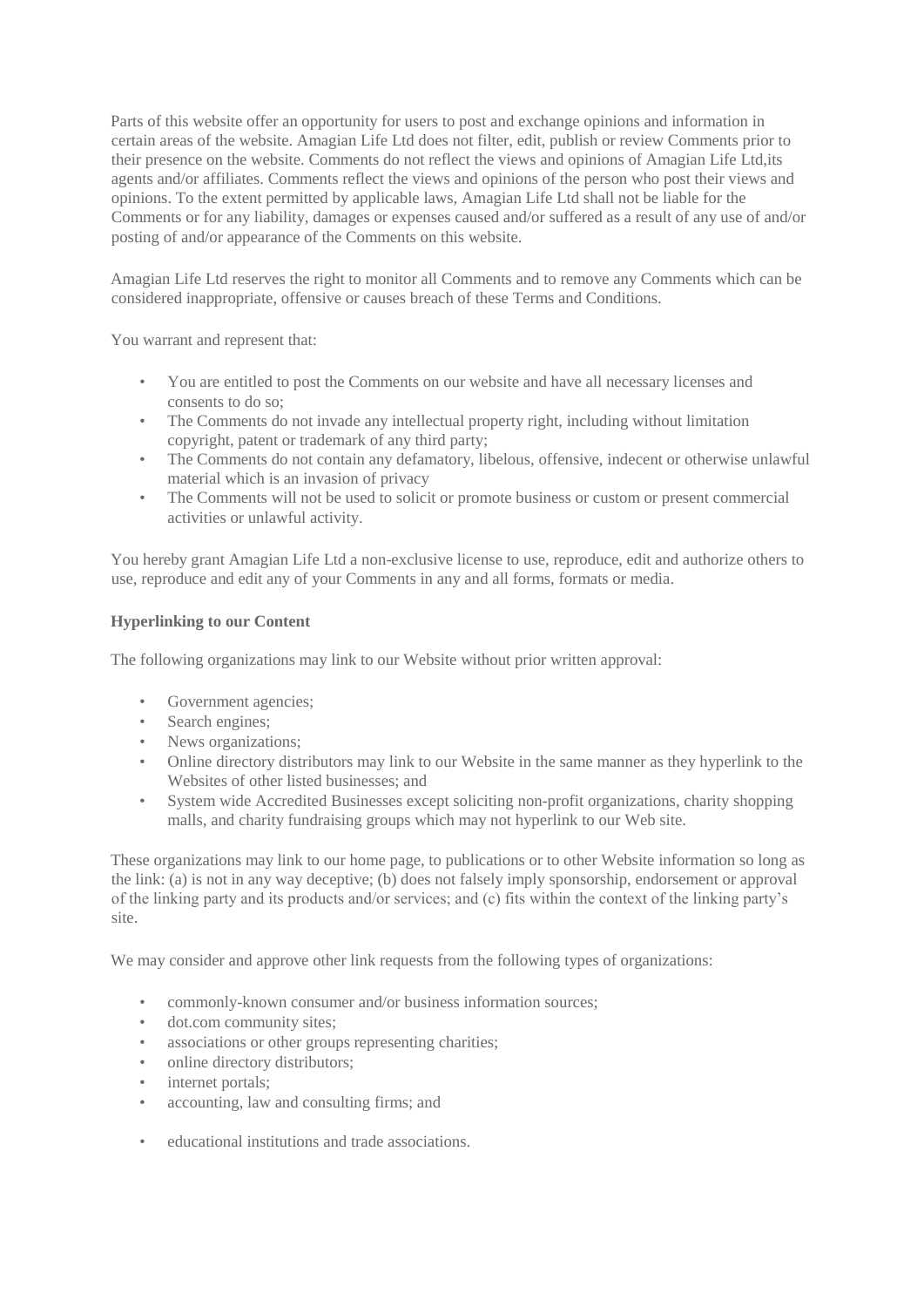Parts of this website offer an opportunity for users to post and exchange opinions and information in certain areas of the website. Amagian Life Ltd does not filter, edit, publish or review Comments prior to their presence on the website. Comments do not reflect the views and opinions of Amagian Life Ltd,its agents and/or affiliates. Comments reflect the views and opinions of the person who post their views and opinions. To the extent permitted by applicable laws, Amagian Life Ltd shall not be liable for the Comments or for any liability, damages or expenses caused and/or suffered as a result of any use of and/or posting of and/or appearance of the Comments on this website.

Amagian Life Ltd reserves the right to monitor all Comments and to remove any Comments which can be considered inappropriate, offensive or causes breach of these Terms and Conditions.

You warrant and represent that:

- You are entitled to post the Comments on our website and have all necessary licenses and consents to do so;
- The Comments do not invade any intellectual property right, including without limitation copyright, patent or trademark of any third party;
- The Comments do not contain any defamatory, libelous, offensive, indecent or otherwise unlawful material which is an invasion of privacy
- The Comments will not be used to solicit or promote business or custom or present commercial activities or unlawful activity.

You hereby grant Amagian Life Ltd a non-exclusive license to use, reproduce, edit and authorize others to use, reproduce and edit any of your Comments in any and all forms, formats or media.

**Hyperlinking to our Content**

The following organizations may link to our Website without prior written approval:

- Government agencies;
- Search engines;
- News organizations;
- Online directory distributors may link to our Website in the same manner as they hyperlink to the Websites of other listed businesses; and
- System wide Accredited Businesses except soliciting non-profit organizations, charity shopping malls, and charity fundraising groups which may not hyperlink to our Web site.

These organizations may link to our home page, to publications or to other Website information so long as the link: (a) is not in any way deceptive; (b) does not falsely imply sponsorship, endorsement or approval of the linking party and its products and/or services; and (c) fits within the context of the linking party's site.

We may consider and approve other link requests from the following types of organizations:

- commonly-known consumer and/or business information sources;
- dot.com community sites;
- associations or other groups representing charities;
- online directory distributors;
- internet portals;
- accounting, law and consulting firms; and
- educational institutions and trade associations.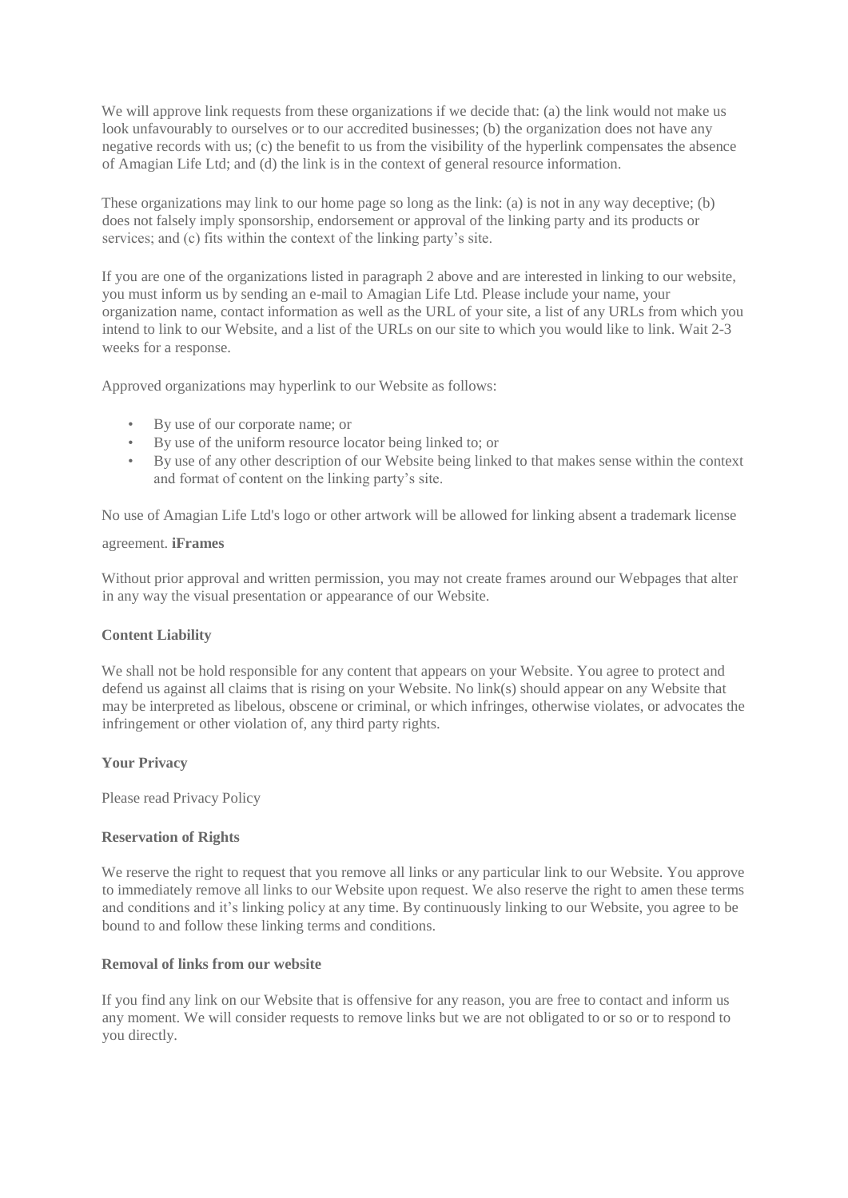We will approve link requests from these organizations if we decide that: (a) the link would not make us look unfavourably to ourselves or to our accredited businesses; (b) the organization does not have any negative records with us; (c) the benefit to us from the visibility of the hyperlink compensates the absence of Amagian Life Ltd; and (d) the link is in the context of general resource information.

These organizations may link to our home page so long as the link: (a) is not in any way deceptive; (b) does not falsely imply sponsorship, endorsement or approval of the linking party and its products or services; and (c) fits within the context of the linking party's site.

If you are one of the organizations listed in paragraph 2 above and are interested in linking to our website, you must inform us by sending an e-mail to Amagian Life Ltd. Please include your name, your organization name, contact information as well as the URL of your site, a list of any URLs from which you intend to link to our Website, and a list of the URLs on our site to which you would like to link. Wait 2-3 weeks for a response.

Approved organizations may hyperlink to our Website as follows:

- By use of our corporate name; or
- By use of the uniform resource locator being linked to; or
- By use of any other description of our Website being linked to that makes sense within the context and format of content on the linking party's site.

No use of Amagian Life Ltd's logo or other artwork will be allowed for linking absent a trademark license agreement.

**iFrames**

Without prior approval and written permission, you may not create frames around our Webpages that alter in any way the visual presentation or appearance of our Website.

**Content Liability**

We shall not be hold responsible for any content that appears on your Website. You agree to protect and defend us against all claims that is rising on your Website. No link(s) should appear on any Website that may be interpreted as libelous, obscene or criminal, or which infringes, otherwise violates, or advocates the infringement or other violation of, any third party rights.

**Your Privacy**

Please read Privacy Policy

**Reservation of Rights**

We reserve the right to request that you remove all links or any particular link to our Website. You approve to immediately remove all links to our Website upon request. We also reserve the right to amen these terms and conditions and it's linking policy at any time. By continuously linking to our Website, you agree to be bound to and follow these linking terms and conditions.

**Removal of links from our website**

If you find any link on our Website that is offensive for any reason, you are free to contact and inform us any moment. We will consider requests to remove links but we are not obligated to or so or to respond to you directly.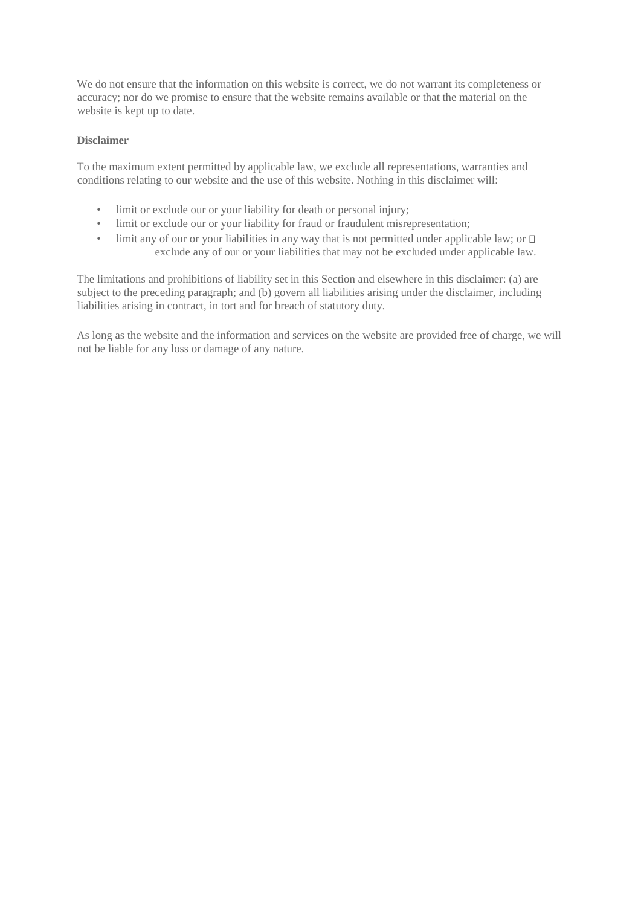We do not ensure that the information on this website is correct, we do not warrant its completeness or accuracy; nor do we promise to ensure that the website remains available or that the material on the website is kept up to date.

**Disclaimer**

To the maximum extent permitted by applicable law, we exclude all representations, warranties and conditions relating to our website and the use of this website. Nothing in this disclaimer will:

- limit or exclude our or your liability for death or personal injury;
- limit or exclude our or your liability for fraud or fraudulent misrepresentation;
- limit any of our or your liabilities in any way that is not permitted under applicable law; or
- exclude any of our or your liabilities that may not be excluded under applicable law.

The limitations and prohibitions of liability set in this Section and elsewhere in this disclaimer: (a) are subject to the preceding paragraph; and (b) govern all liabilities arising under the disclaimer, including liabilities arising in contract, in tort and for breach of statutory duty.

As long as the website and the information and services on the website are provided free of charge, we will not be liable for any loss or damage of any nature.